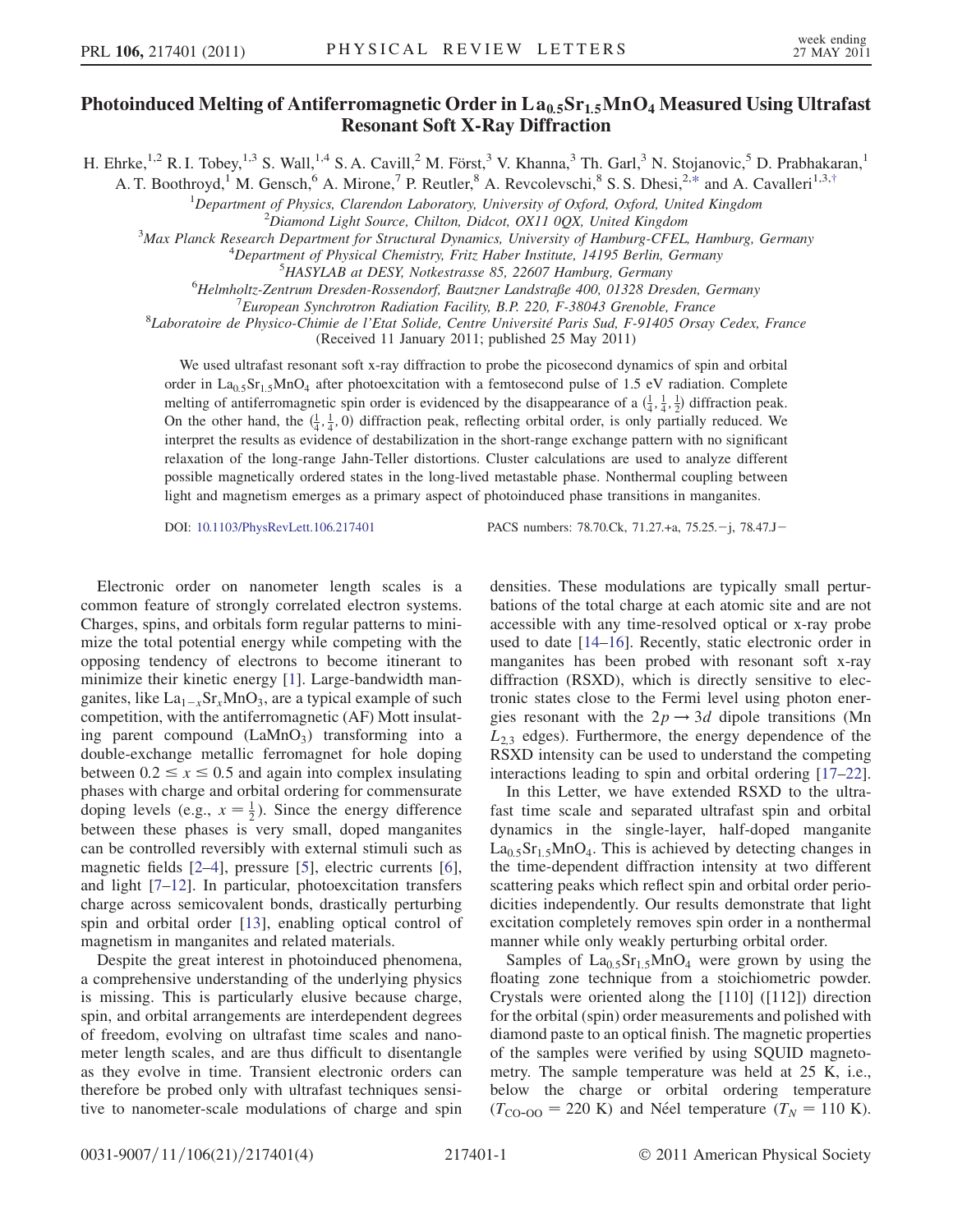# Photoinduced Melting of Antiferromagnetic Order in $La_{0.5}Sr_{1.5}MnO_4$ Measured Using Ultrafast Resonant Soft X-Ray Diffraction

H. Ehrke,[1,2] R. I. Tobey,[1,3] S. Wall,[1,4] S. A. Cavill,[2] M. Först,[3] V. Khanna,[3] Th. Garl,[3] N. Stojanovic,[5] D. Prabhakaran,[1] A. T. Boothroyd,[1] M. Gensch,[6] A. Mirone,[7] P. Reutler,[8] A. Revcolevschi,[8] S. S. Dhesi,[2,*] and A. Cavalleri[1,3,†]

[1]Department of Physics, Clarendon Laboratory, University of Oxford, Oxford, United Kingdom
[2]Diamond Light Source, Chilton, Didcot, OX11 0QX, United Kingdom
[3]Max Planck Research Department for Structural Dynamics, University of Hamburg-CFEL, Hamburg, Germany
[4]Department of Physical Chemistry, Fritz Haber Institute, 14195 Berlin, Germany
[5]HASYLAB at DESY, Notkestrasse 85, 22607 Hamburg, Germany
[6]Helmholtz-Zentrum Dresden-Rossendorf, Bautzner Landstraße 400, 01328 Dresden, Germany
[7]European Synchrotron Radiation Facility, B.P. 220, F-38043 Grenoble, France
[8]Laboratoire de Physico-Chimie de l'Etat Solide, Centre Université Paris Sud, F-91405 Orsay Cedex, France

(Received 11 January 2011; published 25 May 2011)

We used ultrafast resonant soft x-ray diffraction to probe the picosecond dynamics of spin and orbital order in $La_{0.5}Sr_{1.5}MnO_4$ after photoexcitation with a femtosecond pulse of 1.5 eV radiation. Complete melting of antiferromagnetic spin order is evidenced by the disappearance of a $(\frac{1}{4}, \frac{1}{4}, \frac{1}{2})$ diffraction peak. On the other hand, the $(\frac{1}{4}, \frac{1}{4}, 0)$ diffraction peak, reflecting orbital order, is only partially reduced. We interpret the results as evidence of destabilization in the short-range exchange pattern with no significant relaxation of the long-range Jahn-Teller distortions. Cluster calculations are used to analyze different possible magnetically ordered states in the long-lived metastable phase. Nonthermal coupling between light and magnetism emerges as a primary aspect of photoinduced phase transitions in manganites.

DOI: 10.1103/PhysRevLett.106.217401 PACS numbers: 78.70.Ck, 71.27.+a, 75.25.−j, 78.47.J−

Electronic order on nanometer length scales is a common feature of strongly correlated electron systems. Charges, spins, and orbitals form regular patterns to minimize the total potential energy while competing with the opposing tendency of electrons to become itinerant to minimize their kinetic energy [1]. Large-bandwidth manganites, like $La_{1-x}Sr_xMnO_3$, are a typical example of such competition, with the antiferromagnetic (AF) Mott insulating parent compound ($LaMnO_3$) transforming into a double-exchange metallic ferromagnet for hole doping between $0.2 \leq x \leq 0.5$ and again into complex insulating phases with charge and orbital ordering for commensurate doping levels (e.g., $x = \frac{1}{2}$). Since the energy difference between these phases is very small, doped manganites can be controlled reversibly with external stimuli such as magnetic fields [2–4], pressure [5], electric currents [6], and light [7–12]. In particular, photoexcitation transfers charge across semicovalent bonds, drastically perturbing spin and orbital order [13], enabling optical control of magnetism in manganites and related materials.

Despite the great interest in photoinduced phenomena, a comprehensive understanding of the underlying physics is missing. This is particularly elusive because charge, spin, and orbital arrangements are interdependent degrees of freedom, evolving on ultrafast time scales and nanometer length scales, and are thus difficult to disentangle as they evolve in time. Transient electronic orders can therefore be probed only with ultrafast techniques sensitive to nanometer-scale modulations of charge and spin densities. These modulations are typically small perturbations of the total charge at each atomic site and are not accessible with any time-resolved optical or x-ray probe used to date [14–16]. Recently, static electronic order in manganites has been probed with resonant soft x-ray diffraction (RSXD), which is directly sensitive to electronic states close to the Fermi level using photon energies resonant with the $2p \rightarrow 3d$ dipole transitions (Mn $L_{2,3}$ edges). Furthermore, the energy dependence of the RSXD intensity can be used to understand the competing interactions leading to spin and orbital ordering [17–22].

In this Letter, we have extended RSXD to the ultrafast time scale and separated ultrafast spin and orbital dynamics in the single-layer, half-doped manganite $La_{0.5}Sr_{1.5}MnO_4$. This is achieved by detecting changes in the time-dependent diffraction intensity at two different scattering peaks which reflect spin and orbital order periodicities independently. Our results demonstrate that light excitation completely removes spin order in a nonthermal manner while only weakly perturbing orbital order.

Samples of $La_{0.5}Sr_{1.5}MnO_4$ were grown by using the floating zone technique from a stoichiometric powder. Crystals were oriented along the [110] ([112]) direction for the orbital (spin) order measurements and polished with diamond paste to an optical finish. The magnetic properties of the samples were verified by using SQUID magnetometry. The sample temperature was held at 25 K, i.e., below the charge or orbital ordering temperature ($T_{CO\text{-}OO} = 220$ K) and Néel temperature ($T_N = 110$ K).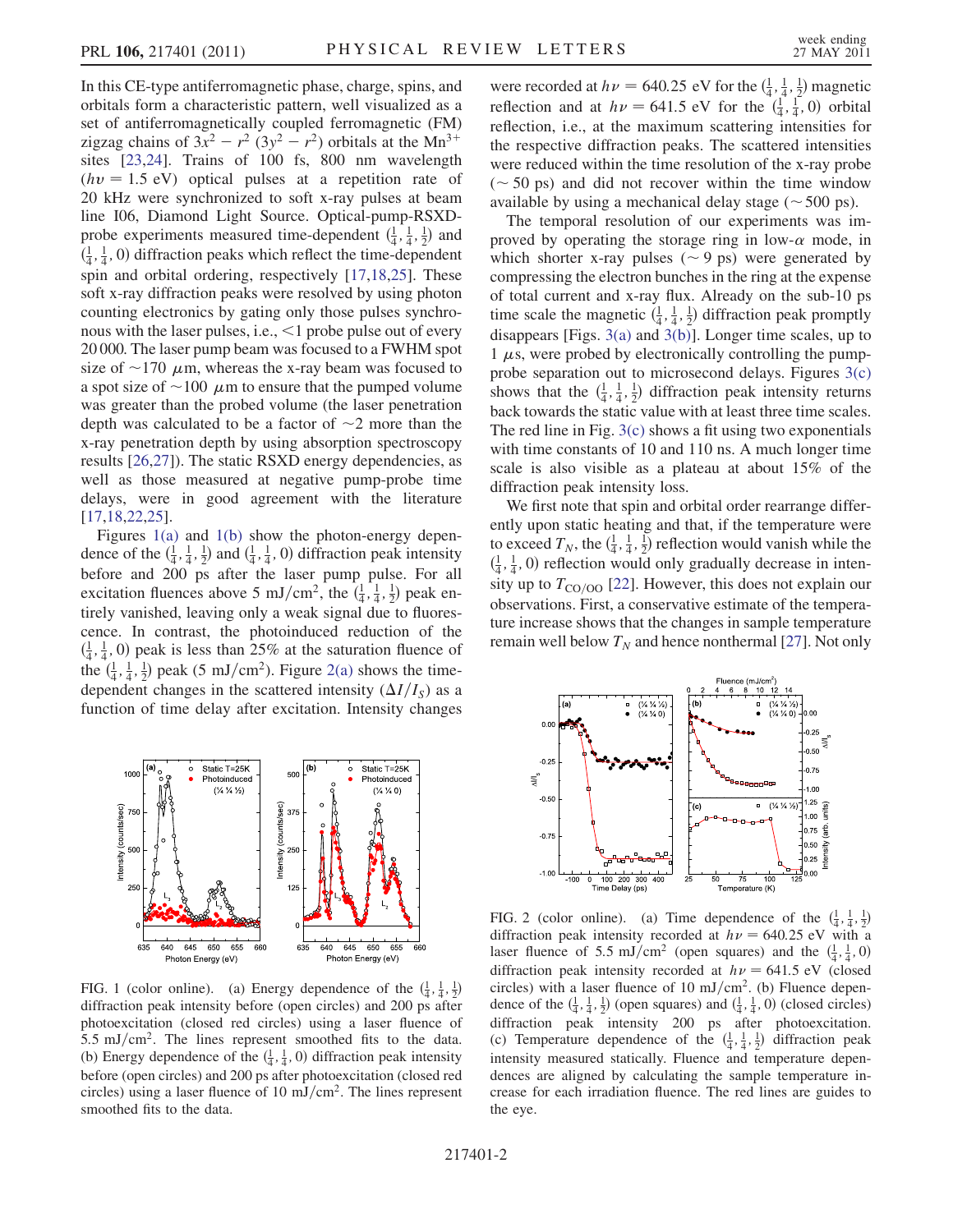In this CE-type antiferromagnetic phase, charge, spins, and orbitals form a characteristic pattern, well visualized as a set of antiferromagnetically coupled ferromagnetic (FM) zigzag chains of $3x^2 - r^2$ ($3y^2 - r^2$) orbitals at the $Mn^{3+}$ sites [23,24]. Trains of 100 fs, 800 nm wavelength ($h\nu = 1.5$ eV) optical pulses at a repetition rate of 20 kHz were synchronized to soft x-ray pulses at beam line I06, Diamond Light Source. Optical-pump-RSXD-probe experiments measured time-dependent $(\frac{1}{4}, \frac{1}{4}, \frac{1}{2})$ and $(\frac{1}{4}, \frac{1}{4}, 0)$ diffraction peaks which reflect the time-dependent spin and orbital ordering, respectively [17,18,25]. These soft x-ray diffraction peaks were resolved by using photon counting electronics by gating only those pulses synchronous with the laser pulses, i.e., <1 probe pulse out of every 20 000. The laser pump beam was focused to a FWHM spot size of ~170 $\mu$m, whereas the x-ray beam was focused to a spot size of ~100 $\mu$m to ensure that the pumped volume was greater than the probed volume (the laser penetration depth was calculated to be a factor of ~2 more than the x-ray penetration depth by using absorption spectroscopy results [26,27]). The static RSXD energy dependencies, as well as those measured at negative pump-probe time delays, were in good agreement with the literature [17,18,22,25].

Figures 1(a) and 1(b) show the photon-energy dependence of the $(\frac{1}{4}, \frac{1}{4}, \frac{1}{2})$ and $(\frac{1}{4}, \frac{1}{4}, 0)$ diffraction peak intensity before and 200 ps after the laser pump pulse. For all excitation fluences above 5 mJ/cm$^2$, the $(\frac{1}{4}, \frac{1}{4}, \frac{1}{2})$ peak entirely vanished, leaving only a weak signal due to fluorescence. In contrast, the photoinduced reduction of the $(\frac{1}{4}, \frac{1}{4}, 0)$ peak is less than 25% at the saturation fluence of the $(\frac{1}{4}, \frac{1}{4}, \frac{1}{2})$ peak (5 mJ/cm$^2$). Figure 2(a) shows the time-dependent changes in the scattered intensity ($\Delta I/I_S$) as a function of time delay after excitation. Intensity changes were recorded at $h\nu = 640.25$ eV for the $(\frac{1}{4}, \frac{1}{4}, \frac{1}{2})$ magnetic reflection and at $h\nu = 641.5$ eV for the $(\frac{1}{4}, \frac{1}{4}, 0)$ orbital reflection, i.e., at the maximum scattering intensities for the respective diffraction peaks. The scattered intensities were reduced within the time resolution of the x-ray probe (~ 50 ps) and did not recover within the time window available by using a mechanical delay stage (~ 500 ps).

FIG. 1 (color online). (a) Energy dependence of the $(\frac{1}{4}, \frac{1}{4}, \frac{1}{2})$ diffraction peak intensity before (open circles) and 200 ps after photoexcitation (closed red circles) using a laser fluence of 5.5 mJ/cm$^2$. The lines represent smoothed fits to the data. (b) Energy dependence of the $(\frac{1}{4}, \frac{1}{4}, 0)$ diffraction peak intensity before (open circles) and 200 ps after photoexcitation (closed red circles) using a laser fluence of 10 mJ/cm$^2$. The lines represent smoothed fits to the data.

The temporal resolution of our experiments was improved by operating the storage ring in low-$\alpha$ mode, in which shorter x-ray pulses (~ 9 ps) were generated by compressing the electron bunches in the ring at the expense of total current and x-ray flux. Already on the sub-10 ps time scale the magnetic $(\frac{1}{4}, \frac{1}{4}, \frac{1}{2})$ diffraction peak promptly disappears [Figs. 3(a) and 3(b)]. Longer time scales, up to 1 $\mu$s, were probed by electronically controlling the pump-probe separation out to microsecond delays. Figures 3(c) shows that the $(\frac{1}{4}, \frac{1}{4}, \frac{1}{2})$ diffraction peak intensity returns back towards the static value with at least three time scales. The red line in Fig. 3(c) shows a fit using two exponentials with time constants of 10 and 110 ns. A much longer time scale is also visible as a plateau at about 15% of the diffraction peak intensity loss.

We first note that spin and orbital order rearrange differently upon static heating and that, if the temperature were to exceed $T_N$, the $(\frac{1}{4}, \frac{1}{4}, \frac{1}{2})$ reflection would vanish while the $(\frac{1}{4}, \frac{1}{4}, 0)$ reflection would only gradually decrease in intensity up to $T_{CO/OO}$ [22]. However, this does not explain our observations. First, a conservative estimate of the temperature increase shows that the changes in sample temperature remain well below $T_N$ and hence nonthermal [27]. Not only

FIG. 2 (color online). (a) Time dependence of the $(\frac{1}{4}, \frac{1}{4}, \frac{1}{2})$ diffraction peak intensity recorded at $h\nu = 640.25$ eV with a laser fluence of 5.5 mJ/cm$^2$ (open squares) and the $(\frac{1}{4}, \frac{1}{4}, 0)$ diffraction peak intensity recorded at $h\nu = 641.5$ eV (closed circles) with a laser fluence of 10 mJ/cm$^2$. (b) Fluence dependence of the $(\frac{1}{4}, \frac{1}{4}, \frac{1}{2})$ (open squares) and $(\frac{1}{4}, \frac{1}{4}, 0)$ (closed circles) diffraction peak intensity 200 ps after photoexcitation. (c) Temperature dependence of the $(\frac{1}{4}, \frac{1}{4}, \frac{1}{2})$ diffraction peak intensity measured statically. Fluence and temperature dependences are aligned by calculating the sample temperature increase for each irradiation fluence. The red lines are guides to the eye.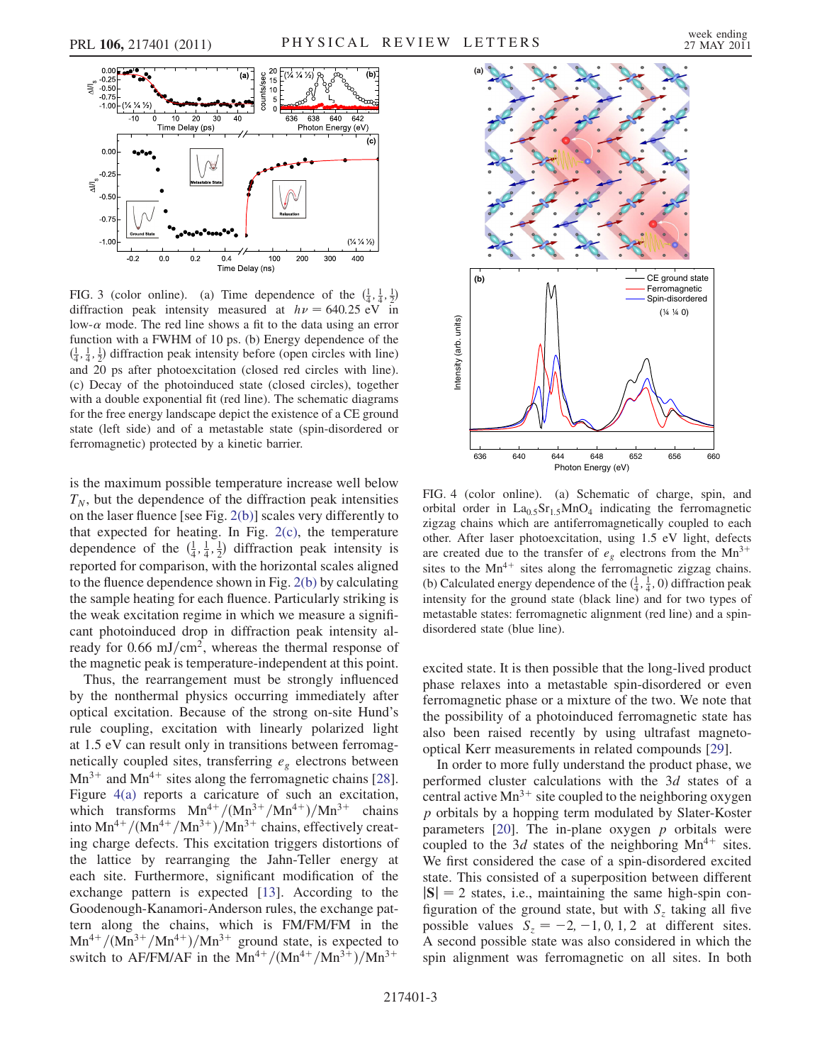FIG. 3 (color online). (a) Time dependence of the $(\frac{1}{4}, \frac{1}{4}, \frac{1}{2})$ diffraction peak intensity measured at $h\nu = 640.25$ eV in low-$\alpha$ mode. The red line shows a fit to the data using an error function with a FWHM of 10 ps. (b) Energy dependence of the $(\frac{1}{4}, \frac{1}{4}, \frac{1}{2})$ diffraction peak intensity before (open circles with line) and 20 ps after photoexcitation (closed red circles with line). (c) Decay of the photoinduced state (closed circles), together with a double exponential fit (red line). The schematic diagrams for the free energy landscape depict the existence of a CE ground state (left side) and of a metastable state (spin-disordered or ferromagnetic) protected by a kinetic barrier.

is the maximum possible temperature increase well below $T_N$, but the dependence of the diffraction peak intensities on the laser fluence [see Fig. 2(b)] scales very differently to that expected for heating. In Fig. 2(c), the temperature dependence of the $(\frac{1}{4}, \frac{1}{4}, \frac{1}{2})$ diffraction peak intensity is reported for comparison, with the horizontal scales aligned to the fluence dependence shown in Fig. 2(b) by calculating the sample heating for each fluence. Particularly striking is the weak excitation regime in which we measure a significant photoinduced drop in diffraction peak intensity already for 0.66 mJ/cm$^2$, whereas the thermal response of the magnetic peak is temperature-independent at this point.

Thus, the rearrangement must be strongly influenced by the nonthermal physics occurring immediately after optical excitation. Because of the strong on-site Hund's rule coupling, excitation with linearly polarized light at 1.5 eV can result only in transitions between ferromagnetically coupled sites, transferring $e_g$ electrons between $Mn^{3+}$ and $Mn^{4+}$ sites along the ferromagnetic chains [28]. Figure 4(a) reports a caricature of such an excitation, which transforms $Mn^{4+}/(Mn^{3+}/Mn^{4+})/Mn^{3+}$ chains into $Mn^{4+}/(Mn^{4+}/Mn^{3+})/Mn^{3+}$ chains, effectively creating charge defects. This excitation triggers distortions of the lattice by rearranging the Jahn-Teller energy at each site. Furthermore, significant modification of the exchange pattern is expected [13]. According to the Goodenough-Kanamori-Anderson rules, the exchange pattern along the chains, which is FM/FM/FM in the $Mn^{4+}/(Mn^{3+}/Mn^{4+})/Mn^{3+}$ ground state, is expected to switch to AF/FM/AF in the $Mn^{4+}/(Mn^{4+}/Mn^{3+})/Mn^{3+}$ excited state. It is then possible that the long-lived product phase relaxes into a metastable spin-disordered or even ferromagnetic phase or a mixture of the two. We note that the possibility of a photoinduced ferromagnetic state has also been raised recently by using ultrafast magneto-optical Kerr measurements in related compounds [29].

FIG. 4 (color online). (a) Schematic of charge, spin, and orbital order in $La_{0.5}Sr_{1.5}MnO_4$ indicating the ferromagnetic zigzag chains which are antiferromagnetically coupled to each other. After laser photoexcitation, using 1.5 eV light, defects are created due to the transfer of $e_g$ electrons from the $Mn^{3+}$ sites to the $Mn^{4+}$ sites along the ferromagnetic zigzag chains. (b) Calculated energy dependence of the $(\frac{1}{4}, \frac{1}{4}, 0)$ diffraction peak intensity for the ground state (black line) and for two types of metastable states: ferromagnetic alignment (red line) and a spin-disordered state (blue line).

In order to more fully understand the product phase, we performed cluster calculations with the $3d$ states of a central active $Mn^{3+}$ site coupled to the neighboring oxygen $p$ orbitals by a hopping term modulated by Slater-Koster parameters [20]. The in-plane oxygen $p$ orbitals were coupled to the $3d$ states of the neighboring $Mn^{4+}$ sites. We first considered the case of a spin-disordered excited state. This consisted of a superposition between different $|\mathbf{S}| = 2$ states, i.e., maintaining the same high-spin configuration of the ground state, but with $S_z$ taking all five possible values $S_z = -2, -1, 0, 1, 2$ at different sites. A second possible state was also considered in which the spin alignment was ferromagnetic on all sites. In both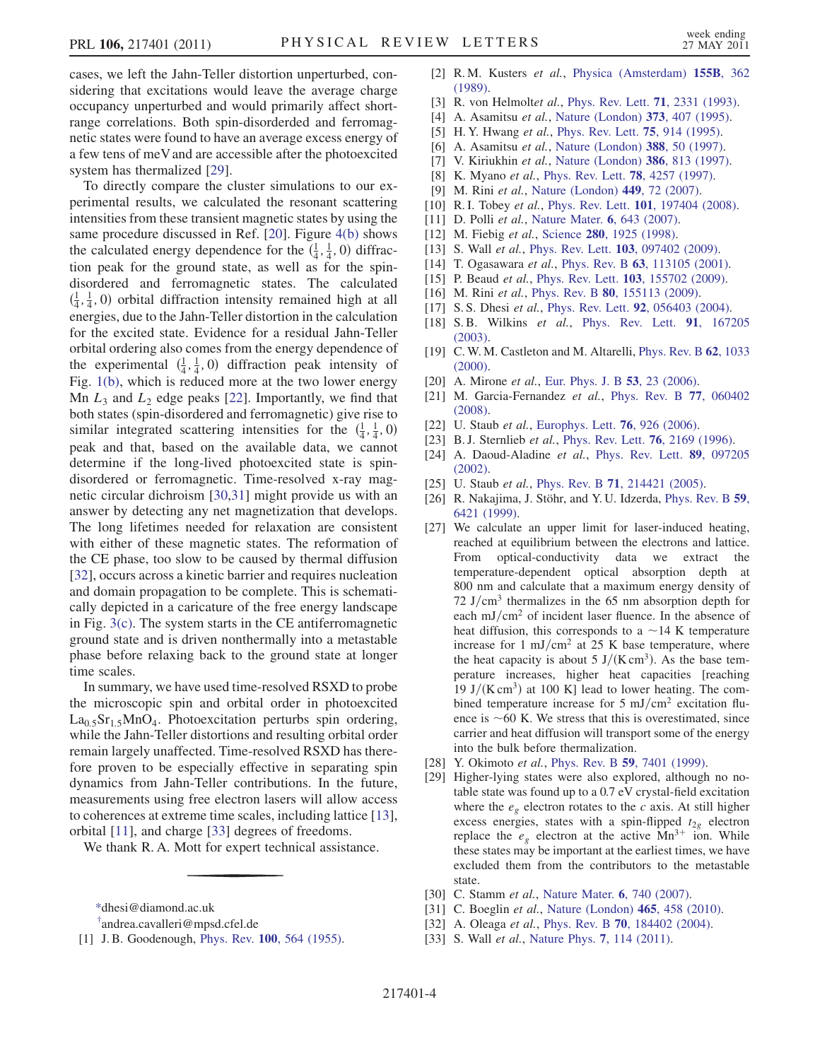cases, we left the Jahn-Teller distortion unperturbed, considering that excitations would leave the average charge occupancy unperturbed and would primarily affect short-range correlations. Both spin-disorderded and ferromagnetic states were found to have an average excess energy of a few tens of meV and are accessible after the photoexcited system has thermalized [29].

To directly compare the cluster simulations to our experimental results, we calculated the resonant scattering intensities from these transient magnetic states by using the same procedure discussed in Ref. [20]. Figure 4(b) shows the calculated energy dependence for the $(\frac{1}{4}, \frac{1}{4}, 0)$ diffraction peak for the ground state, as well as for the spin-disordered and ferromagnetic states. The calculated $(\frac{1}{4}, \frac{1}{4}, 0)$ orbital diffraction intensity remained high at all energies, due to the Jahn-Teller distortion in the calculation for the excited state. Evidence for a residual Jahn-Teller orbital ordering also comes from the energy dependence of the experimental $(\frac{1}{4}, \frac{1}{4}, 0)$ diffraction peak intensity of Fig. 1(b), which is reduced more at the two lower energy Mn $L_3$ and $L_2$ edge peaks [22]. Importantly, we find that both states (spin-disordered and ferromagnetic) give rise to similar integrated scattering intensities for the $(\frac{1}{4}, \frac{1}{4}, 0)$ peak and that, based on the available data, we cannot determine if the long-lived photoexcited state is spin-disordered or ferromagnetic. Time-resolved x-ray magnetic circular dichroism [30,31] might provide us with an answer by detecting any net magnetization that develops. The long lifetimes needed for relaxation are consistent with either of these magnetic states. The reformation of the CE phase, too slow to be caused by thermal diffusion [32], occurs across a kinetic barrier and requires nucleation and domain propagation to be complete. This is schematically depicted in a caricature of the free energy landscape in Fig. 3(c). The system starts in the CE antiferromagnetic ground state and is driven nonthermally into a metastable phase before relaxing back to the ground state at longer time scales.

In summary, we have used time-resolved RSXD to probe the microscopic spin and orbital order in photoexcited $La_{0.5}Sr_{1.5}MnO_4$. Photoexcitation perturbs spin ordering, while the Jahn-Teller distortions and resulting orbital order remain largely unaffected. Time-resolved RSXD has therefore proven to be especially effective in separating spin dynamics from Jahn-Teller contributions. In the future, measurements using free electron lasers will allow access to coherences at extreme time scales, including lattice [13], orbital [11], and charge [33] degrees of freedoms.

We thank R. A. Mott for expert technical assistance.

---

*dhesi@diamond.ac.uk

†andrea.cavalleri@mpsd.cfel.de

[1] J. B. Goodenough, Phys. Rev. **100**, 564 (1955).

[2] R. M. Kusters *et al.*, Physica (Amsterdam) **155B**, 362 (1989).

[3] R. von Helmolt*et al.*, Phys. Rev. Lett. **71**, 2331 (1993).

[4] A. Asamitsu *et al.*, Nature (London) **373**, 407 (1995).

[5] H. Y. Hwang *et al.*, Phys. Rev. Lett. **75**, 914 (1995).

[6] A. Asamitsu *et al.*, Nature (London) **388**, 50 (1997).

[7] V. Kiriukhin *et al.*, Nature (London) **386**, 813 (1997).

[8] K. Myano *et al.*, Phys. Rev. Lett. **78**, 4257 (1997).

[9] M. Rini *et al.*, Nature (London) **449**, 72 (2007).

[10] R. I. Tobey *et al.*, Phys. Rev. Lett. **101**, 197404 (2008).

[11] D. Polli *et al.*, Nature Mater. **6**, 643 (2007).

[12] M. Fiebig *et al.*, Science **280**, 1925 (1998).

[13] S. Wall *et al.*, Phys. Rev. Lett. **103**, 097402 (2009).

[14] T. Ogasawara *et al.*, Phys. Rev. B **63**, 113105 (2001).

[15] P. Beaud *et al.*, Phys. Rev. Lett. **103**, 155702 (2009).

[16] M. Rini *et al.*, Phys. Rev. B **80**, 155113 (2009).

[17] S. S. Dhesi *et al.*, Phys. Rev. Lett. **92**, 056403 (2004).

[18] S. B. Wilkins *et al.*, Phys. Rev. Lett. **91**, 167205 (2003).

[19] C. W. M. Castleton and M. Altarelli, Phys. Rev. B **62**, 1033 (2000).

[20] A. Mirone *et al.*, Eur. Phys. J. B **53**, 23 (2006).

[21] M. Garcia-Fernandez *et al.*, Phys. Rev. B **77**, 060402 (2008).

[22] U. Staub *et al.*, Europhys. Lett. **76**, 926 (2006).

[23] B. J. Sternlieb *et al.*, Phys. Rev. Lett. **76**, 2169 (1996).

[24] A. Daoud-Aladine *et al.*, Phys. Rev. Lett. **89**, 097205 (2002).

[25] U. Staub *et al.*, Phys. Rev. B **71**, 214421 (2005).

[26] R. Nakajima, J. Stöhr, and Y. U. Idzerda, Phys. Rev. B **59**, 6421 (1999).

[27] We calculate an upper limit for laser-induced heating, reached at equilibrium between the electrons and lattice. From optical-conductivity data we extract the temperature-dependent optical absorption depth at 800 nm and calculate that a maximum energy density of 72 $J/cm^3$ thermalizes in the 65 nm absorption depth for each $mJ/cm^2$ of incident laser fluence. In the absence of heat diffusion, this corresponds to a ~14 K temperature increase for 1 $mJ/cm^2$ at 25 K base temperature, where the heat capacity is about 5 $J/(K\,cm^3)$. As the base temperature increases, higher heat capacities [reaching 19 $J/(K\,cm^3)$ at 100 K] lead to lower heating. The combined temperature increase for 5 $mJ/cm^2$ excitation fluence is ~60 K. We stress that this is overestimated, since carrier and heat diffusion will transport some of the energy into the bulk before thermalization.

[28] Y. Okimoto *et al.*, Phys. Rev. B **59**, 7401 (1999).

[29] Higher-lying states were also explored, although no notable state was found up to a 0.7 eV crystal-field excitation where the $e_g$ electron rotates to the $c$ axis. At still higher excess energies, states with a spin-flipped $t_{2g}$ electron replace the $e_g$ electron at the active $Mn^{3+}$ ion. While these states may be important at the earliest times, we have excluded them from the contributors to the metastable state.

[30] C. Stamm *et al.*, Nature Mater. **6**, 740 (2007).

[31] C. Boeglin *et al.*, Nature (London) **465**, 458 (2010).

[32] A. Oleaga *et al.*, Phys. Rev. B **70**, 184402 (2004).

[33] S. Wall *et al.*, Nature Phys. **7**, 114 (2011).